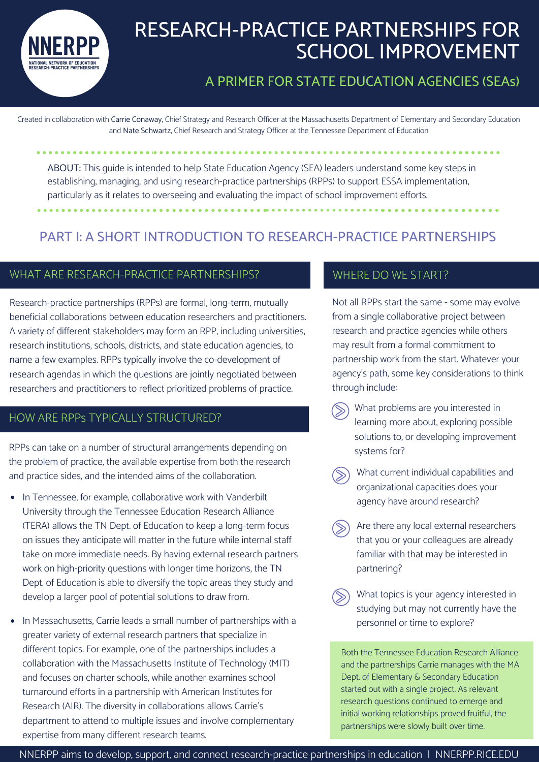# RESEARCH-PRACTICE PARTNERSHIPS FOR SCHOOL IMPROVEMENT

## A PRIMER FOR STATE EDUCATION AGENCIES (SEAs)

NNERPP — NATIONAL NETWORK OF EDUCATION RESEARCH-PRACTICE PARTNERSHIPS

Created in collaboration with Carrie Conaway, Chief Strategy and Research Officer at the Massachusetts Department of Elementary and Secondary Education and Nate Schwartz, Chief Research and Strategy Officer at the Tennessee Department of Education

ABOUT: This guide is intended to help State Education Agency (SEA) leaders understand some key steps in establishing, managing, and using research-practice partnerships (RPPs) to support ESSA implementation, particularly as it relates to overseeing and evaluating the impact of school improvement efforts.

## PART I: A SHORT INTRODUCTION TO RESEARCH-PRACTICE PARTNERSHIPS

### WHAT ARE RESEARCH-PRACTICE PARTNERSHIPS?

Research-practice partnerships (RPPs) are formal, long-term, mutually beneficial collaborations between education researchers and practitioners. A variety of different stakeholders may form an RPP, including universities, research institutions, schools, districts, and state education agencies, to name a few examples. RPPs typically involve the co-development of research agendas in which the questions are jointly negotiated between researchers and practitioners to reflect prioritized problems of practice.

### HOW ARE RPPs TYPICALLY STRUCTURED?

RPPs can take on a number of structural arrangements depending on the problem of practice, the available expertise from both the research and practice sides, and the intended aims of the collaboration.

- In Tennessee, for example, collaborative work with Vanderbilt University through the Tennessee Education Research Alliance (TERA) allows the TN Dept. of Education to keep a long-term focus on issues they anticipate will matter in the future while internal staff take on more immediate needs. By having external research partners work on high-priority questions with longer time horizons, the TN Dept. of Education is able to diversify the topic areas they study and develop a larger pool of potential solutions to draw from.
- In Massachusetts, Carrie leads a small number of partnerships with a greater variety of external research partners that specialize in different topics. For example, one of the partnerships includes a collaboration with the Massachusetts Institute of Technology (MIT) and focuses on charter schools, while another examines school turnaround efforts in a partnership with American Institutes for Research (AIR). The diversity in collaborations allows Carrie's department to attend to multiple issues and involve complementary expertise from many different research teams.

### WHERE DO WE START?

Not all RPPs start the same - some may evolve from a single collaborative project between research and practice agencies while others may result from a formal commitment to partnership work from the start. Whatever your agency's path, some key considerations to think through include:

- What problems are you interested in learning more about, exploring possible solutions to, or developing improvement systems for?
- What current individual capabilities and organizational capacities does your agency have around research?
- Are there any local external researchers that you or your colleagues are already familiar with that may be interested in partnering?
- What topics is your agency interested in studying but may not currently have the personnel or time to explore?

Both the Tennessee Education Research Alliance and the partnerships Carrie manages with the MA Dept. of Elementary & Secondary Education started out with a single project. As relevant research questions continued to emerge and initial working relationships proved fruitful, the partnerships were slowly built over time.

NNERPP aims to develop, support, and connect research-practice partnerships in education | NNERPP.RICE.EDU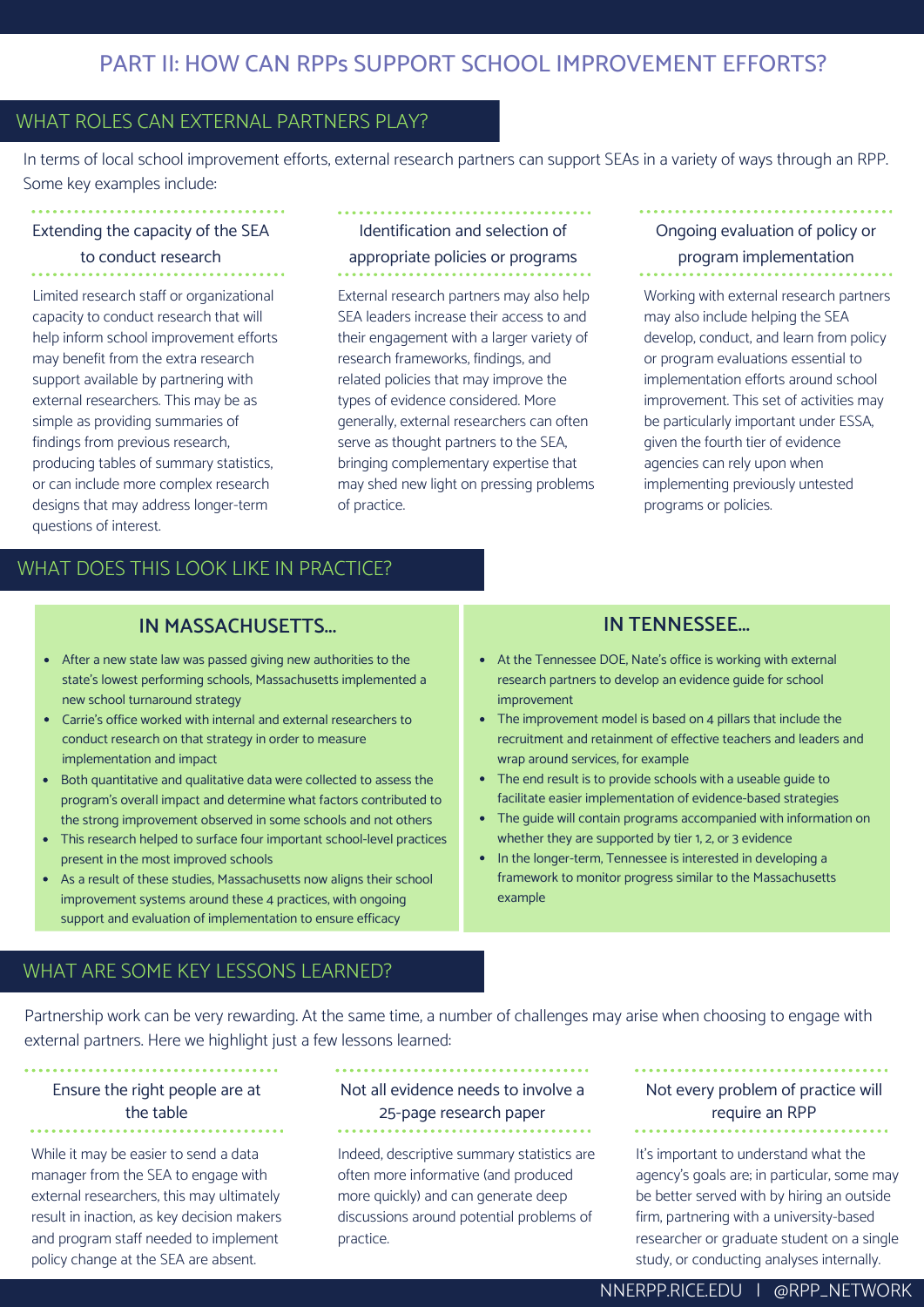# PART II: HOW CAN RPPs SUPPORT SCHOOL IMPROVEMENT EFFORTS?

## WHAT ROLES CAN EXTERNAL PARTNERS PLAY?

In terms of local school improvement efforts, external research partners can support SEAs in a variety of ways through an RPP. Some key examples include:

### Extending the capacity of the SEA to conduct research

Limited research staff or organizational capacity to conduct research that will help inform school improvement efforts may benefit from the extra research support available by partnering with external researchers. This may be as simple as providing summaries of findings from previous research, producing tables of summary statistics, or can include more complex research designs that may address longer-term questions of interest.

### Identification and selection of appropriate policies or programs

External research partners may also help SEA leaders increase their access to and their engagement with a larger variety of research frameworks, findings, and related policies that may improve the types of evidence considered. More generally, external researchers can often serve as thought partners to the SEA, bringing complementary expertise that may shed new light on pressing problems of practice.

### Ongoing evaluation of policy or program implementation

Working with external research partners may also include helping the SEA develop, conduct, and learn from policy or program evaluations essential to implementation efforts around school improvement. This set of activities may be particularly important under ESSA, given the fourth tier of evidence agencies can rely upon when implementing previously untested programs or policies.

## WHAT DOES THIS LOOK LIKE IN PRACTICE?

### IN MASSACHUSETTS...

- After a new state law was passed giving new authorities to the state's lowest performing schools, Massachusetts implemented a new school turnaround strategy
- Carrie's office worked with internal and external researchers to conduct research on that strategy in order to measure implementation and impact
- Both quantitative and qualitative data were collected to assess the program's overall impact and determine what factors contributed to the strong improvement observed in some schools and not others
- This research helped to surface four important school-level practices present in the most improved schools
- As a result of these studies, Massachusetts now aligns their school improvement systems around these 4 practices, with ongoing support and evaluation of implementation to ensure efficacy

### IN TENNESSEE...

- At the Tennessee DOE, Nate's office is working with external research partners to develop an evidence guide for school improvement
- The improvement model is based on 4 pillars that include the recruitment and retainment of effective teachers and leaders and wrap around services, for example
- The end result is to provide schools with a useable guide to facilitate easier implementation of evidence-based strategies
- The guide will contain programs accompanied with information on whether they are supported by tier 1, 2, or 3 evidence
- In the longer-term, Tennessee is interested in developing a framework to monitor progress similar to the Massachusetts example

## WHAT ARE SOME KEY LESSONS LEARNED?

Partnership work can be very rewarding. At the same time, a number of challenges may arise when choosing to engage with external partners. Here we highlight just a few lessons learned:

### Ensure the right people are at the table

While it may be easier to send a data manager from the SEA to engage with external researchers, this may ultimately result in inaction, as key decision makers and program staff needed to implement policy change at the SEA are absent.

### Not all evidence needs to involve a 25-page research paper

Indeed, descriptive summary statistics are often more informative (and produced more quickly) and can generate deep discussions around potential problems of practice.

### Not every problem of practice will require an RPP

It's important to understand what the agency's goals are; in particular, some may be better served with by hiring an outside firm, partnering with a university-based researcher or graduate student on a single study, or conducting analyses internally.

NNERPP.RICE.EDU | @RPP_NETWORK